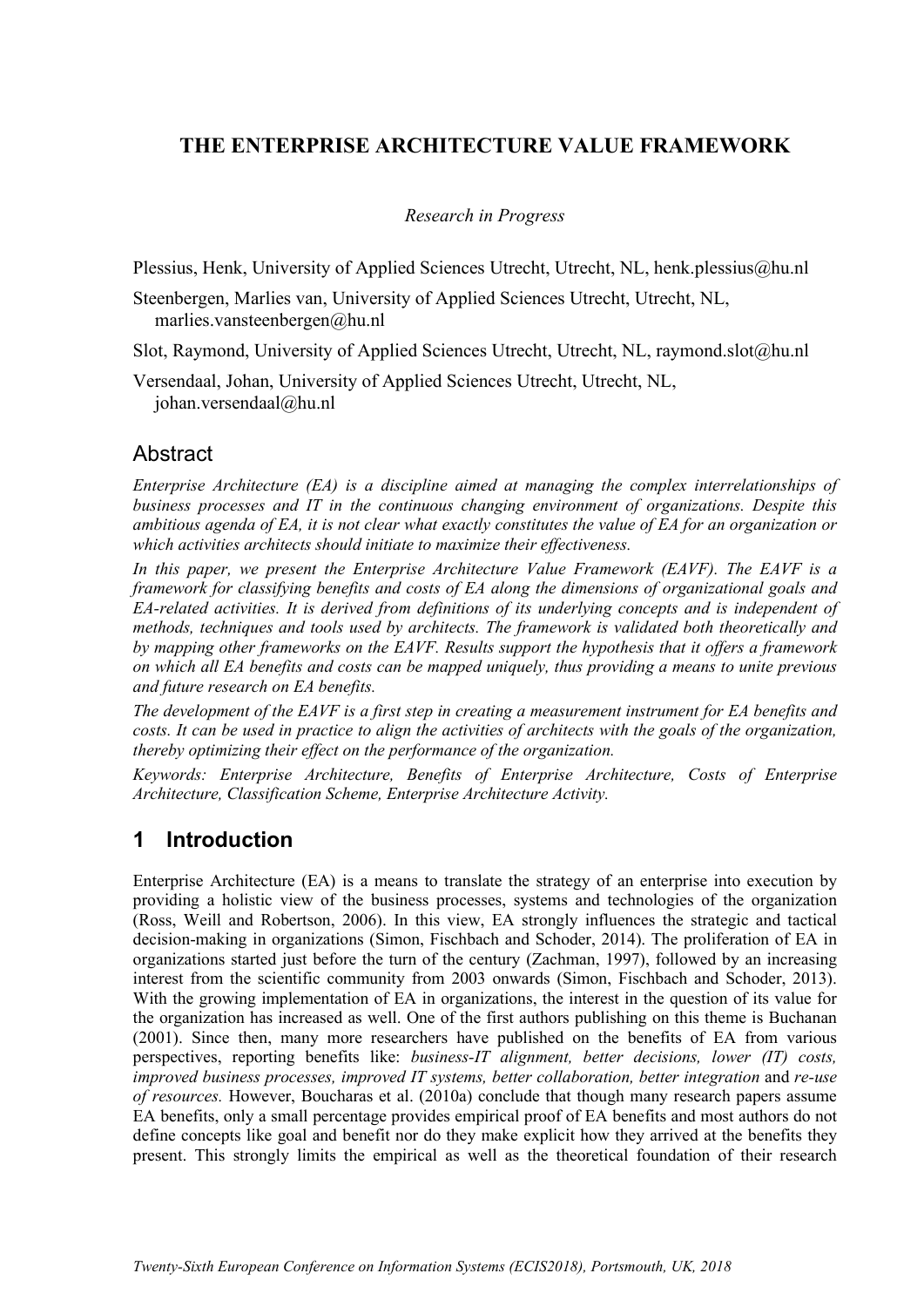# THE ENTERPRISE ARCHITECTURE VALUE FRAMEWORK

*Research in Progress*

Plessius, Henk, University of Applied Sciences Utrecht, Utrecht, NL, henk.plessius@hu.nl

Steenbergen, Marlies van, University of Applied Sciences Utrecht, Utrecht, NL, marlies.vansteenbergen@hu.nl

Slot, Raymond, University of Applied Sciences Utrecht, Utrecht, NL, raymond.slot@hu.nl

Versendaal, Johan, University of Applied Sciences Utrecht, Utrecht, NL, johan.versendaal@hu.nl

## Abstract

*Enterprise Architecture (EA) is a discipline aimed at managing the complex interrelationships of business processes and IT in the continuous changing environment of organizations. Despite this ambitious agenda of EA, it is not clear what exactly constitutes the value of EA for an organization or which activities architects should initiate to maximize their effectiveness.*

*In this paper, we present the Enterprise Architecture Value Framework (EAVF). The EAVF is a framework for classifying benefits and costs of EA along the dimensions of organizational goals and EA-related activities. It is derived from definitions of its underlying concepts and is independent of methods, techniques and tools used by architects. The framework is validated both theoretically and by mapping other frameworks on the EAVF. Results support the hypothesis that it offers a framework on which all EA benefits and costs can be mapped uniquely, thus providing a means to unite previous and future research on EA benefits.*

*The development of the EAVF is a first step in creating a measurement instrument for EA benefits and costs. It can be used in practice to align the activities of architects with the goals of the organization, thereby optimizing their effect on the performance of the organization.*

*Keywords: Enterprise Architecture, Benefits of Enterprise Architecture, Costs of Enterprise Architecture, Classification Scheme, Enterprise Architecture Activity.*

## 1 Introduction

Enterprise Architecture (EA) is a means to translate the strategy of an enterprise into execution by providing a holistic view of the business processes, systems and technologies of the organization (Ross, Weill and Robertson, 2006). In this view, EA strongly influences the strategic and tactical decision-making in organizations (Simon, Fischbach and Schoder, 2014). The proliferation of EA in organizations started just before the turn of the century (Zachman, 1997), followed by an increasing interest from the scientific community from 2003 onwards (Simon, Fischbach and Schoder, 2013). With the growing implementation of EA in organizations, the interest in the question of its value for the organization has increased as well. One of the first authors publishing on this theme is Buchanan (2001). Since then, many more researchers have published on the benefits of EA from various perspectives, reporting benefits like: *business-IT alignment, better decisions, lower (IT) costs, improved business processes, improved IT systems, better collaboration, better integration* and *re-use of resources.* However, Boucharas et al. (2010a) conclude that though many research papers assume EA benefits, only a small percentage provides empirical proof of EA benefits and most authors do not define concepts like goal and benefit nor do they make explicit how they arrived at the benefits they present. This strongly limits the empirical as well as the theoretical foundation of their research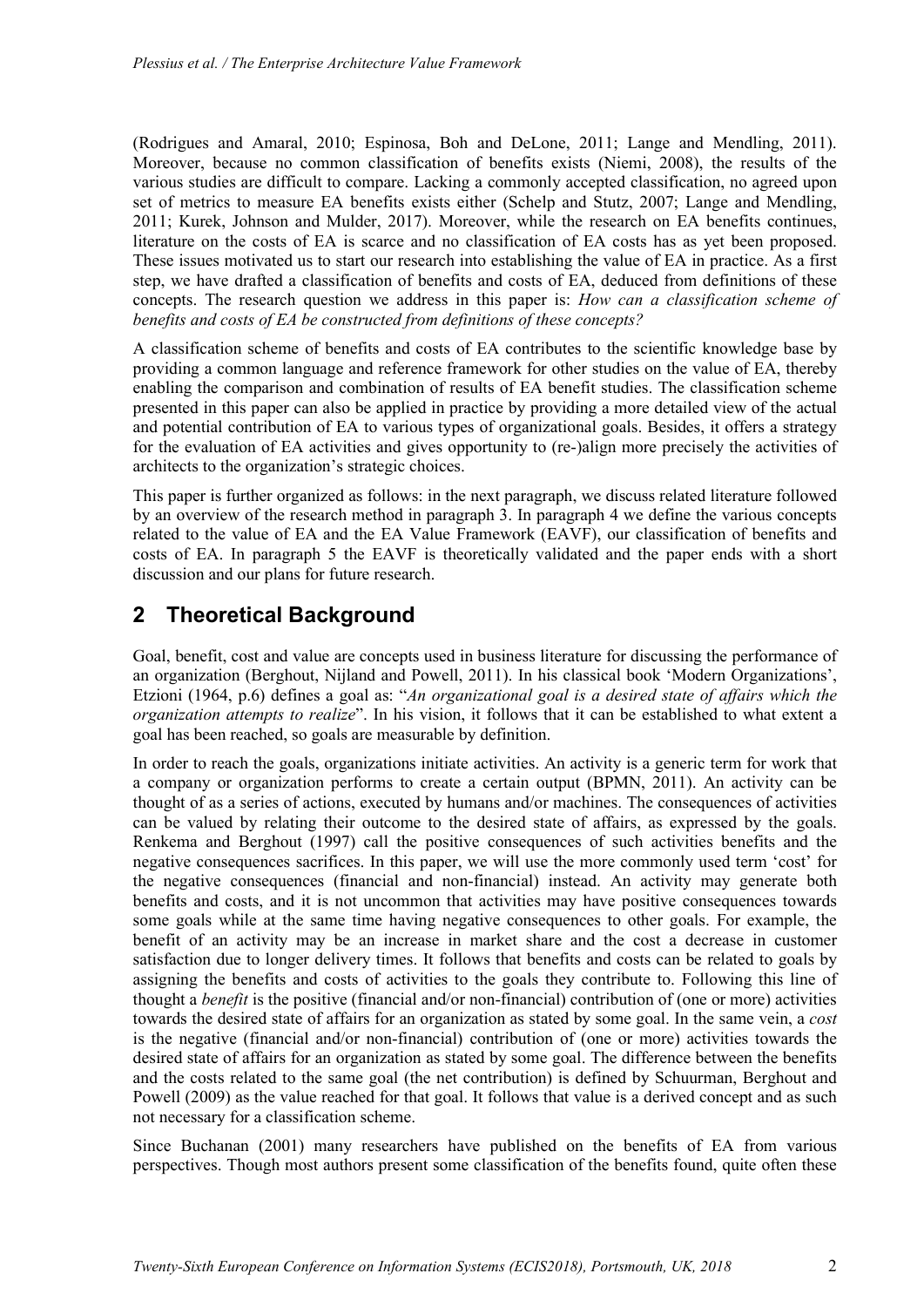(Rodrigues and Amaral, 2010; Espinosa, Boh and DeLone, 2011; Lange and Mendling, 2011). Moreover, because no common classification of benefits exists (Niemi, 2008), the results of the various studies are difficult to compare. Lacking a commonly accepted classification, no agreed upon set of metrics to measure EA benefits exists either (Schelp and Stutz, 2007; Lange and Mendling, 2011; Kurek, Johnson and Mulder, 2017). Moreover, while the research on EA benefits continues, literature on the costs of EA is scarce and no classification of EA costs has as yet been proposed. These issues motivated us to start our research into establishing the value of EA in practice. As a first step, we have drafted a classification of benefits and costs of EA, deduced from definitions of these concepts. The research question we address in this paper is: *How can a classification scheme of benefits and costs of EA be constructed from definitions of these concepts?*

A classification scheme of benefits and costs of EA contributes to the scientific knowledge base by providing a common language and reference framework for other studies on the value of EA, thereby enabling the comparison and combination of results of EA benefit studies. The classification scheme presented in this paper can also be applied in practice by providing a more detailed view of the actual and potential contribution of EA to various types of organizational goals. Besides, it offers a strategy for the evaluation of EA activities and gives opportunity to (re-)align more precisely the activities of architects to the organization's strategic choices.

This paper is further organized as follows: in the next paragraph, we discuss related literature followed by an overview of the research method in paragraph 3. In paragraph 4 we define the various concepts related to the value of EA and the EA Value Framework (EAVF), our classification of benefits and costs of EA. In paragraph 5 the EAVF is theoretically validated and the paper ends with a short discussion and our plans for future research.

## 2 Theoretical Background

Goal, benefit, cost and value are concepts used in business literature for discussing the performance of an organization (Berghout, Nijland and Powell, 2011). In his classical book 'Modern Organizations', Etzioni (1964, p.6) defines a goal as: "*An organizational goal is a desired state of affairs which the organization attempts to realize*". In his vision, it follows that it can be established to what extent a goal has been reached, so goals are measurable by definition.

In order to reach the goals, organizations initiate activities. An activity is a generic term for work that a company or organization performs to create a certain output (BPMN, 2011). An activity can be thought of as a series of actions, executed by humans and/or machines. The consequences of activities can be valued by relating their outcome to the desired state of affairs, as expressed by the goals. Renkema and Berghout (1997) call the positive consequences of such activities benefits and the negative consequences sacrifices. In this paper, we will use the more commonly used term 'cost' for the negative consequences (financial and non-financial) instead. An activity may generate both benefits and costs, and it is not uncommon that activities may have positive consequences towards some goals while at the same time having negative consequences to other goals. For example, the benefit of an activity may be an increase in market share and the cost a decrease in customer satisfaction due to longer delivery times. It follows that benefits and costs can be related to goals by assigning the benefits and costs of activities to the goals they contribute to. Following this line of thought a *benefit* is the positive (financial and/or non-financial) contribution of (one or more) activities towards the desired state of affairs for an organization as stated by some goal. In the same vein, a *cost* is the negative (financial and/or non-financial) contribution of (one or more) activities towards the desired state of affairs for an organization as stated by some goal. The difference between the benefits and the costs related to the same goal (the net contribution) is defined by Schuurman, Berghout and Powell (2009) as the value reached for that goal. It follows that value is a derived concept and as such not necessary for a classification scheme.

Since Buchanan (2001) many researchers have published on the benefits of EA from various perspectives. Though most authors present some classification of the benefits found, quite often these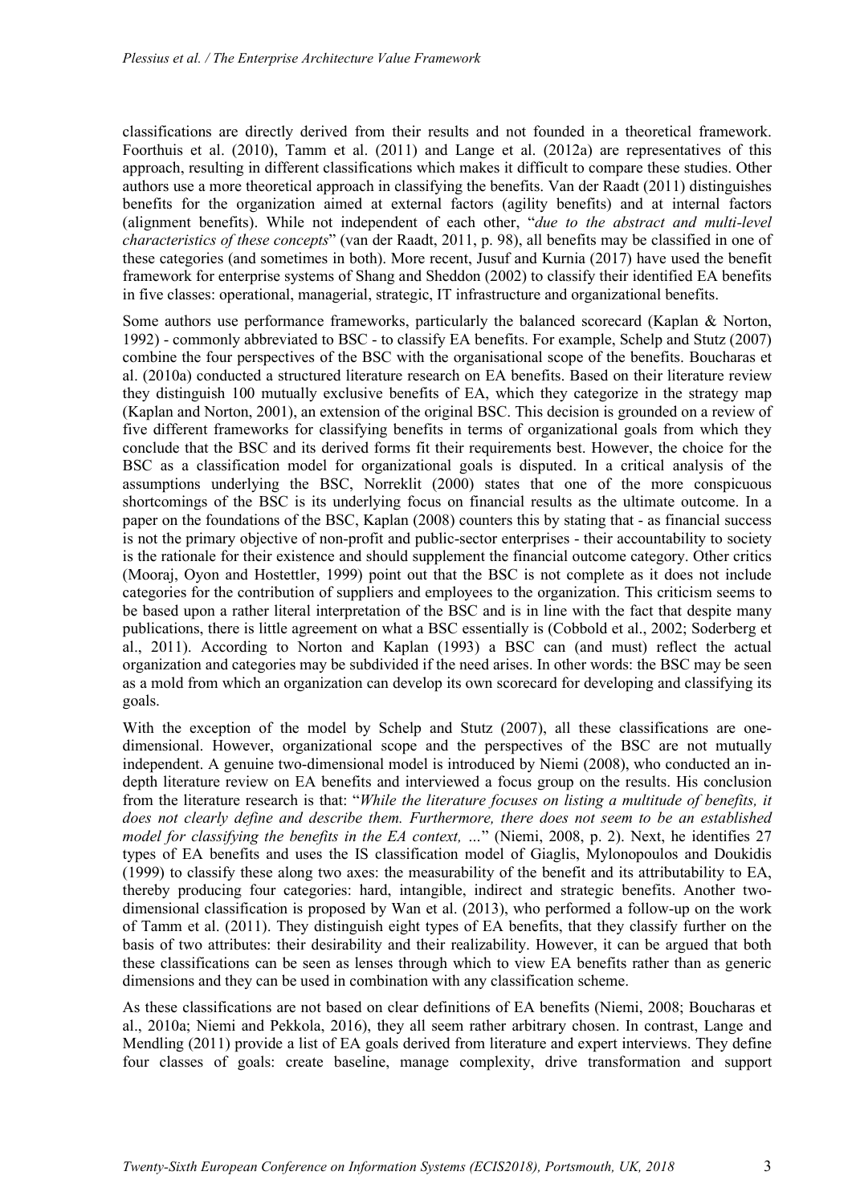classifications are directly derived from their results and not founded in a theoretical framework. Foorthuis et al. (2010), Tamm et al. (2011) and Lange et al. (2012a) are representatives of this approach, resulting in different classifications which makes it difficult to compare these studies. Other authors use a more theoretical approach in classifying the benefits. Van der Raadt (2011) distinguishes benefits for the organization aimed at external factors (agility benefits) and at internal factors (alignment benefits). While not independent of each other, "*due to the abstract and multi-level characteristics of these concepts*" (van der Raadt, 2011, p. 98), all benefits may be classified in one of these categories (and sometimes in both). More recent, Jusuf and Kurnia (2017) have used the benefit framework for enterprise systems of Shang and Sheddon (2002) to classify their identified EA benefits in five classes: operational, managerial, strategic, IT infrastructure and organizational benefits.

Some authors use performance frameworks, particularly the balanced scorecard (Kaplan & Norton, 1992) - commonly abbreviated to BSC - to classify EA benefits. For example, Schelp and Stutz (2007) combine the four perspectives of the BSC with the organisational scope of the benefits. Boucharas et al. (2010a) conducted a structured literature research on EA benefits. Based on their literature review they distinguish 100 mutually exclusive benefits of EA, which they categorize in the strategy map (Kaplan and Norton, 2001), an extension of the original BSC. This decision is grounded on a review of five different frameworks for classifying benefits in terms of organizational goals from which they conclude that the BSC and its derived forms fit their requirements best. However, the choice for the BSC as a classification model for organizational goals is disputed. In a critical analysis of the assumptions underlying the BSC, Norreklit (2000) states that one of the more conspicuous shortcomings of the BSC is its underlying focus on financial results as the ultimate outcome. In a paper on the foundations of the BSC, Kaplan (2008) counters this by stating that - as financial success is not the primary objective of non-profit and public-sector enterprises - their accountability to society is the rationale for their existence and should supplement the financial outcome category. Other critics (Mooraj, Oyon and Hostettler, 1999) point out that the BSC is not complete as it does not include categories for the contribution of suppliers and employees to the organization. This criticism seems to be based upon a rather literal interpretation of the BSC and is in line with the fact that despite many publications, there is little agreement on what a BSC essentially is (Cobbold et al., 2002; Soderberg et al., 2011). According to Norton and Kaplan (1993) a BSC can (and must) reflect the actual organization and categories may be subdivided if the need arises. In other words: the BSC may be seen as a mold from which an organization can develop its own scorecard for developing and classifying its goals.

With the exception of the model by Schelp and Stutz (2007), all these classifications are one-dimensional. However, organizational scope and the perspectives of the BSC are not mutually independent. A genuine two-dimensional model is introduced by Niemi (2008), who conducted an in-depth literature review on EA benefits and interviewed a focus group on the results. His conclusion from the literature research is that: "*While the literature focuses on listing a multitude of benefits, it does not clearly define and describe them. Furthermore, there does not seem to be an established model for classifying the benefits in the EA context, …*" (Niemi, 2008, p. 2). Next, he identifies 27 types of EA benefits and uses the IS classification model of Giaglis, Mylonopoulos and Doukidis (1999) to classify these along two axes: the measurability of the benefit and its attributability to EA, thereby producing four categories: hard, intangible, indirect and strategic benefits. Another two-dimensional classification is proposed by Wan et al. (2013), who performed a follow-up on the work of Tamm et al. (2011). They distinguish eight types of EA benefits, that they classify further on the basis of two attributes: their desirability and their realizability. However, it can be argued that both these classifications can be seen as lenses through which to view EA benefits rather than as generic dimensions and they can be used in combination with any classification scheme.

As these classifications are not based on clear definitions of EA benefits (Niemi, 2008; Boucharas et al., 2010a; Niemi and Pekkola, 2016), they all seem rather arbitrary chosen. In contrast, Lange and Mendling (2011) provide a list of EA goals derived from literature and expert interviews. They define four classes of goals: create baseline, manage complexity, drive transformation and support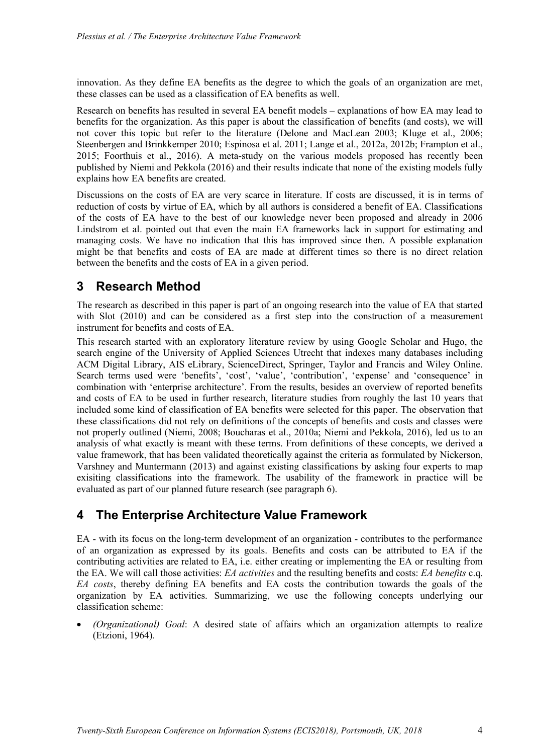innovation. As they define EA benefits as the degree to which the goals of an organization are met, these classes can be used as a classification of EA benefits as well.

Research on benefits has resulted in several EA benefit models – explanations of how EA may lead to benefits for the organization. As this paper is about the classification of benefits (and costs), we will not cover this topic but refer to the literature (Delone and MacLean 2003; Kluge et al., 2006; Steenbergen and Brinkkemper 2010; Espinosa et al. 2011; Lange et al., 2012a, 2012b; Frampton et al., 2015; Foorthuis et al., 2016). A meta-study on the various models proposed has recently been published by Niemi and Pekkola (2016) and their results indicate that none of the existing models fully explains how EA benefits are created.

Discussions on the costs of EA are very scarce in literature. If costs are discussed, it is in terms of reduction of costs by virtue of EA, which by all authors is considered a benefit of EA. Classifications of the costs of EA have to the best of our knowledge never been proposed and already in 2006 Lindstrom et al. pointed out that even the main EA frameworks lack in support for estimating and managing costs. We have no indication that this has improved since then. A possible explanation might be that benefits and costs of EA are made at different times so there is no direct relation between the benefits and the costs of EA in a given period.

## 3 Research Method

The research as described in this paper is part of an ongoing research into the value of EA that started with Slot (2010) and can be considered as a first step into the construction of a measurement instrument for benefits and costs of EA.

This research started with an exploratory literature review by using Google Scholar and Hugo, the search engine of the University of Applied Sciences Utrecht that indexes many databases including ACM Digital Library, AIS eLibrary, ScienceDirect, Springer, Taylor and Francis and Wiley Online. Search terms used were 'benefits', 'cost', 'value', 'contribution', 'expense' and 'consequence' in combination with 'enterprise architecture'. From the results, besides an overview of reported benefits and costs of EA to be used in further research, literature studies from roughly the last 10 years that included some kind of classification of EA benefits were selected for this paper. The observation that these classifications did not rely on definitions of the concepts of benefits and costs and classes were not properly outlined (Niemi, 2008; Boucharas et al., 2010a; Niemi and Pekkola, 2016), led us to an analysis of what exactly is meant with these terms. From definitions of these concepts, we derived a value framework, that has been validated theoretically against the criteria as formulated by Nickerson, Varshney and Muntermann (2013) and against existing classifications by asking four experts to map exisiting classifications into the framework. The usability of the framework in practice will be evaluated as part of our planned future research (see paragraph 6).

## 4 The Enterprise Architecture Value Framework

EA - with its focus on the long-term development of an organization - contributes to the performance of an organization as expressed by its goals. Benefits and costs can be attributed to EA if the contributing activities are related to EA, i.e. either creating or implementing the EA or resulting from the EA. We will call those activities: *EA activities* and the resulting benefits and costs: *EA benefits* c.q. *EA costs*, thereby defining EA benefits and EA costs the contribution towards the goals of the organization by EA activities. Summarizing, we use the following concepts underlying our classification scheme:

- *(Organizational) Goal*: A desired state of affairs which an organization attempts to realize (Etzioni, 1964).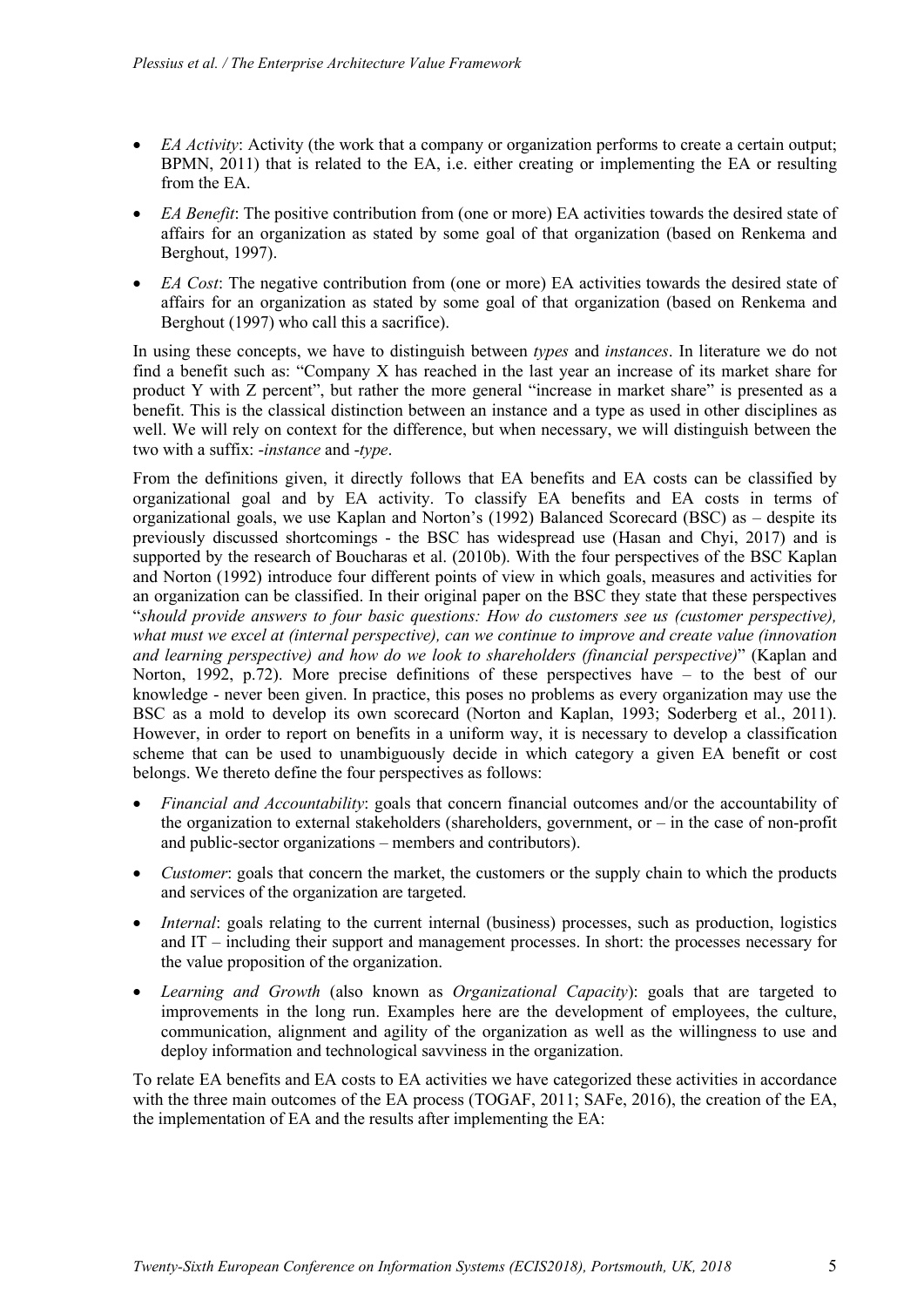- *EA Activity*: Activity (the work that a company or organization performs to create a certain output; BPMN, 2011) that is related to the EA, i.e. either creating or implementing the EA or resulting from the EA.
- *EA Benefit*: The positive contribution from (one or more) EA activities towards the desired state of affairs for an organization as stated by some goal of that organization (based on Renkema and Berghout, 1997).
- *EA Cost*: The negative contribution from (one or more) EA activities towards the desired state of affairs for an organization as stated by some goal of that organization (based on Renkema and Berghout (1997) who call this a sacrifice).

In using these concepts, we have to distinguish between *types* and *instances*. In literature we do not find a benefit such as: "Company X has reached in the last year an increase of its market share for product Y with Z percent", but rather the more general "increase in market share" is presented as a benefit. This is the classical distinction between an instance and a type as used in other disciplines as well. We will rely on context for the difference, but when necessary, we will distinguish between the two with a suffix: *-instance* and *-type*.

From the definitions given, it directly follows that EA benefits and EA costs can be classified by organizational goal and by EA activity. To classify EA benefits and EA costs in terms of organizational goals, we use Kaplan and Norton's (1992) Balanced Scorecard (BSC) as – despite its previously discussed shortcomings - the BSC has widespread use (Hasan and Chyi, 2017) and is supported by the research of Boucharas et al. (2010b). With the four perspectives of the BSC Kaplan and Norton (1992) introduce four different points of view in which goals, measures and activities for an organization can be classified. In their original paper on the BSC they state that these perspectives "*should provide answers to four basic questions: How do customers see us (customer perspective), what must we excel at (internal perspective), can we continue to improve and create value (innovation and learning perspective) and how do we look to shareholders (financial perspective)*" (Kaplan and Norton, 1992, p.72). More precise definitions of these perspectives have – to the best of our knowledge - never been given. In practice, this poses no problems as every organization may use the BSC as a mold to develop its own scorecard (Norton and Kaplan, 1993; Soderberg et al., 2011). However, in order to report on benefits in a uniform way, it is necessary to develop a classification scheme that can be used to unambiguously decide in which category a given EA benefit or cost belongs. We thereto define the four perspectives as follows:

- *Financial and Accountability*: goals that concern financial outcomes and/or the accountability of the organization to external stakeholders (shareholders, government, or – in the case of non-profit and public-sector organizations – members and contributors).
- *Customer*: goals that concern the market, the customers or the supply chain to which the products and services of the organization are targeted.
- *Internal*: goals relating to the current internal (business) processes, such as production, logistics and IT – including their support and management processes. In short: the processes necessary for the value proposition of the organization.
- *Learning and Growth* (also known as *Organizational Capacity*): goals that are targeted to improvements in the long run. Examples here are the development of employees, the culture, communication, alignment and agility of the organization as well as the willingness to use and deploy information and technological savviness in the organization.

To relate EA benefits and EA costs to EA activities we have categorized these activities in accordance with the three main outcomes of the EA process (TOGAF, 2011; SAFe, 2016), the creation of the EA, the implementation of EA and the results after implementing the EA: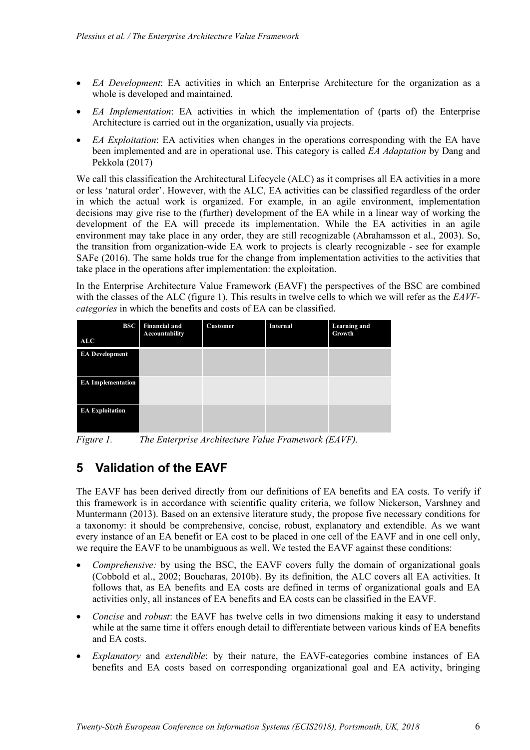- *EA Development*: EA activities in which an Enterprise Architecture for the organization as a whole is developed and maintained.
- *EA Implementation*: EA activities in which the implementation of (parts of) the Enterprise Architecture is carried out in the organization, usually via projects.
- *EA Exploitation*: EA activities when changes in the operations corresponding with the EA have been implemented and are in operational use. This category is called *EA Adaptation* by Dang and Pekkola (2017)

We call this classification the Architectural Lifecycle (ALC) as it comprises all EA activities in a more or less 'natural order'. However, with the ALC, EA activities can be classified regardless of the order in which the actual work is organized. For example, in an agile environment, implementation decisions may give rise to the (further) development of the EA while in a linear way of working the development of the EA will precede its implementation. While the EA activities in an agile environment may take place in any order, they are still recognizable (Abrahamsson et al., 2003). So, the transition from organization-wide EA work to projects is clearly recognizable - see for example SAFe (2016). The same holds true for the change from implementation activities to the activities that take place in the operations after implementation: the exploitation.

In the Enterprise Architecture Value Framework (EAVF) the perspectives of the BSC are combined with the classes of the ALC (figure 1). This results in twelve cells to which we will refer as the *EAVF-categories* in which the benefits and costs of EA can be classified.

| BSC / ALC | Financial and Accountability | Customer | Internal | Learning and Growth |
|---|---|---|---|---|
| **EA Development** | | | | |
| **EA Implementation** | | | | |
| **EA Exploitation** | | | | |

*Figure 1. The Enterprise Architecture Value Framework (EAVF).*

## 5 Validation of the EAVF

The EAVF has been derived directly from our definitions of EA benefits and EA costs. To verify if this framework is in accordance with scientific quality criteria, we follow Nickerson, Varshney and Muntermann (2013). Based on an extensive literature study, the propose five necessary conditions for a taxonomy: it should be comprehensive, concise, robust, explanatory and extendible. As we want every instance of an EA benefit or EA cost to be placed in one cell of the EAVF and in one cell only, we require the EAVF to be unambiguous as well. We tested the EAVF against these conditions:

- *Comprehensive:* by using the BSC, the EAVF covers fully the domain of organizational goals (Cobbold et al., 2002; Boucharas, 2010b). By its definition, the ALC covers all EA activities. It follows that, as EA benefits and EA costs are defined in terms of organizational goals and EA activities only, all instances of EA benefits and EA costs can be classified in the EAVF.
- *Concise* and *robust*: the EAVF has twelve cells in two dimensions making it easy to understand while at the same time it offers enough detail to differentiate between various kinds of EA benefits and EA costs.
- *Explanatory* and *extendible*: by their nature, the EAVF-categories combine instances of EA benefits and EA costs based on corresponding organizational goal and EA activity, bringing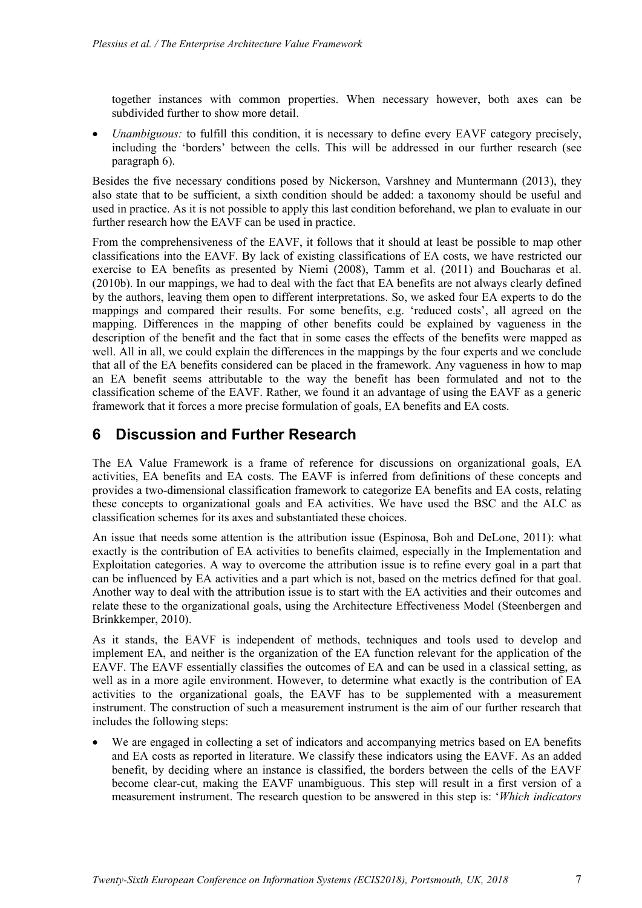together instances with common properties. When necessary however, both axes can be subdivided further to show more detail.

- *Unambiguous:* to fulfill this condition, it is necessary to define every EAVF category precisely, including the 'borders' between the cells. This will be addressed in our further research (see paragraph 6).

Besides the five necessary conditions posed by Nickerson, Varshney and Muntermann (2013), they also state that to be sufficient, a sixth condition should be added: a taxonomy should be useful and used in practice. As it is not possible to apply this last condition beforehand, we plan to evaluate in our further research how the EAVF can be used in practice.

From the comprehensiveness of the EAVF, it follows that it should at least be possible to map other classifications into the EAVF. By lack of existing classifications of EA costs, we have restricted our exercise to EA benefits as presented by Niemi (2008), Tamm et al. (2011) and Boucharas et al. (2010b). In our mappings, we had to deal with the fact that EA benefits are not always clearly defined by the authors, leaving them open to different interpretations. So, we asked four EA experts to do the mappings and compared their results. For some benefits, e.g. 'reduced costs', all agreed on the mapping. Differences in the mapping of other benefits could be explained by vagueness in the description of the benefit and the fact that in some cases the effects of the benefits were mapped as well. All in all, we could explain the differences in the mappings by the four experts and we conclude that all of the EA benefits considered can be placed in the framework. Any vagueness in how to map an EA benefit seems attributable to the way the benefit has been formulated and not to the classification scheme of the EAVF. Rather, we found it an advantage of using the EAVF as a generic framework that it forces a more precise formulation of goals, EA benefits and EA costs.

## 6 Discussion and Further Research

The EA Value Framework is a frame of reference for discussions on organizational goals, EA activities, EA benefits and EA costs. The EAVF is inferred from definitions of these concepts and provides a two-dimensional classification framework to categorize EA benefits and EA costs, relating these concepts to organizational goals and EA activities. We have used the BSC and the ALC as classification schemes for its axes and substantiated these choices.

An issue that needs some attention is the attribution issue (Espinosa, Boh and DeLone, 2011): what exactly is the contribution of EA activities to benefits claimed, especially in the Implementation and Exploitation categories. A way to overcome the attribution issue is to refine every goal in a part that can be influenced by EA activities and a part which is not, based on the metrics defined for that goal. Another way to deal with the attribution issue is to start with the EA activities and their outcomes and relate these to the organizational goals, using the Architecture Effectiveness Model (Steenbergen and Brinkkemper, 2010).

As it stands, the EAVF is independent of methods, techniques and tools used to develop and implement EA, and neither is the organization of the EA function relevant for the application of the EAVF. The EAVF essentially classifies the outcomes of EA and can be used in a classical setting, as well as in a more agile environment. However, to determine what exactly is the contribution of EA activities to the organizational goals, the EAVF has to be supplemented with a measurement instrument. The construction of such a measurement instrument is the aim of our further research that includes the following steps:

- We are engaged in collecting a set of indicators and accompanying metrics based on EA benefits and EA costs as reported in literature. We classify these indicators using the EAVF. As an added benefit, by deciding where an instance is classified, the borders between the cells of the EAVF become clear-cut, making the EAVF unambiguous. This step will result in a first version of a measurement instrument. The research question to be answered in this step is: '*Which indicators*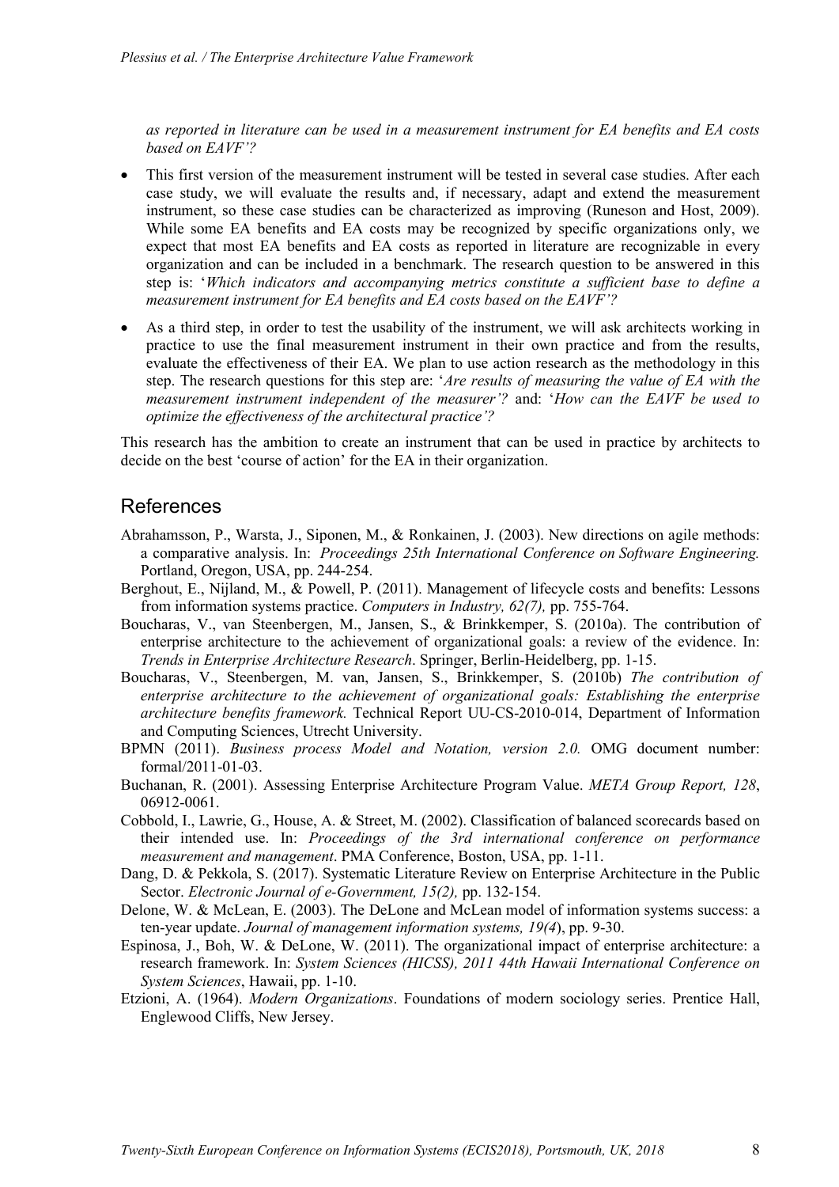*as reported in literature can be used in a measurement instrument for EA benefits and EA costs based on EAVF'?*

- This first version of the measurement instrument will be tested in several case studies. After each case study, we will evaluate the results and, if necessary, adapt and extend the measurement instrument, so these case studies can be characterized as improving (Runeson and Host, 2009). While some EA benefits and EA costs may be recognized by specific organizations only, we expect that most EA benefits and EA costs as reported in literature are recognizable in every organization and can be included in a benchmark. The research question to be answered in this step is: '*Which indicators and accompanying metrics constitute a sufficient base to define a measurement instrument for EA benefits and EA costs based on the EAVF'?*
- As a third step, in order to test the usability of the instrument, we will ask architects working in practice to use the final measurement instrument in their own practice and from the results, evaluate the effectiveness of their EA. We plan to use action research as the methodology in this step. The research questions for this step are: '*Are results of measuring the value of EA with the measurement instrument independent of the measurer'?* and: '*How can the EAVF be used to optimize the effectiveness of the architectural practice'?*

This research has the ambition to create an instrument that can be used in practice by architects to decide on the best 'course of action' for the EA in their organization.

## References

Abrahamsson, P., Warsta, J., Siponen, M., & Ronkainen, J. (2003). New directions on agile methods: a comparative analysis. In: *Proceedings 25th International Conference on Software Engineering.* Portland, Oregon, USA, pp. 244-254.

Berghout, E., Nijland, M., & Powell, P. (2011). Management of lifecycle costs and benefits: Lessons from information systems practice. *Computers in Industry, 62(7),* pp. 755-764.

Boucharas, V., van Steenbergen, M., Jansen, S., & Brinkkemper, S. (2010a). The contribution of enterprise architecture to the achievement of organizational goals: a review of the evidence. In: *Trends in Enterprise Architecture Research*. Springer, Berlin-Heidelberg, pp. 1-15.

Boucharas, V., Steenbergen, M. van, Jansen, S., Brinkkemper, S. (2010b) *The contribution of enterprise architecture to the achievement of organizational goals: Establishing the enterprise architecture benefits framework.* Technical Report UU-CS-2010-014, Department of Information and Computing Sciences, Utrecht University.

BPMN (2011). *Business process Model and Notation, version 2.0.* OMG document number: formal/2011-01-03.

Buchanan, R. (2001). Assessing Enterprise Architecture Program Value. *META Group Report, 128*, 06912-0061.

Cobbold, I., Lawrie, G., House, A. & Street, M. (2002). Classification of balanced scorecards based on their intended use. In: *Proceedings of the 3rd international conference on performance measurement and management*. PMA Conference, Boston, USA, pp. 1-11.

Dang, D. & Pekkola, S. (2017). Systematic Literature Review on Enterprise Architecture in the Public Sector. *Electronic Journal of e-Government, 15(2),* pp. 132-154.

Delone, W. & McLean, E. (2003). The DeLone and McLean model of information systems success: a ten-year update. *Journal of management information systems, 19(4*), pp. 9-30.

Espinosa, J., Boh, W. & DeLone, W. (2011). The organizational impact of enterprise architecture: a research framework. In: *System Sciences (HICSS), 2011 44th Hawaii International Conference on System Sciences*, Hawaii, pp. 1-10.

Etzioni, A. (1964). *Modern Organizations*. Foundations of modern sociology series. Prentice Hall, Englewood Cliffs, New Jersey.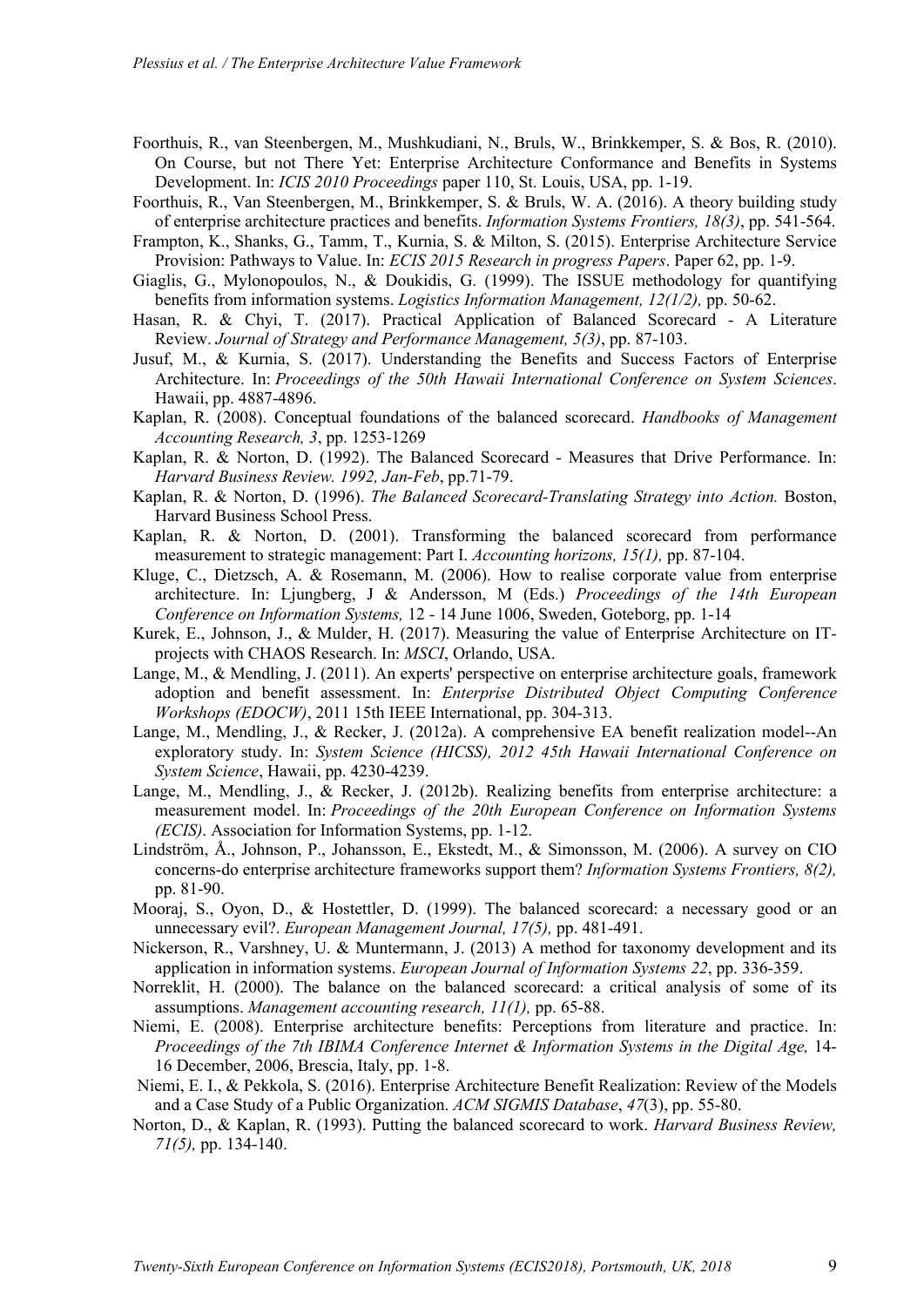Foorthuis, R., van Steenbergen, M., Mushkudiani, N., Bruls, W., Brinkkemper, S. & Bos, R. (2010). On Course, but not There Yet: Enterprise Architecture Conformance and Benefits in Systems Development. In: *ICIS 2010 Proceedings* paper 110, St. Louis, USA, pp. 1-19.

Foorthuis, R., Van Steenbergen, M., Brinkkemper, S. & Bruls, W. A. (2016). A theory building study of enterprise architecture practices and benefits. *Information Systems Frontiers, 18(3)*, pp. 541-564.

Frampton, K., Shanks, G., Tamm, T., Kurnia, S. & Milton, S. (2015). Enterprise Architecture Service Provision: Pathways to Value. In: *ECIS 2015 Research in progress Papers*. Paper 62, pp. 1-9.

Giaglis, G., Mylonopoulos, N., & Doukidis, G. (1999). The ISSUE methodology for quantifying benefits from information systems. *Logistics Information Management, 12(1/2),* pp. 50-62.

Hasan, R. & Chyi, T. (2017). Practical Application of Balanced Scorecard - A Literature Review. *Journal of Strategy and Performance Management, 5(3)*, pp. 87-103.

Jusuf, M., & Kurnia, S. (2017). Understanding the Benefits and Success Factors of Enterprise Architecture. In: *Proceedings of the 50th Hawaii International Conference on System Sciences*. Hawaii, pp. 4887-4896.

Kaplan, R. (2008). Conceptual foundations of the balanced scorecard. *Handbooks of Management Accounting Research, 3*, pp. 1253-1269

Kaplan, R. & Norton, D. (1992). The Balanced Scorecard - Measures that Drive Performance. In: *Harvard Business Review. 1992, Jan-Feb*, pp.71-79.

Kaplan, R. & Norton, D. (1996). *The Balanced Scorecard-Translating Strategy into Action.* Boston, Harvard Business School Press.

Kaplan, R. & Norton, D. (2001). Transforming the balanced scorecard from performance measurement to strategic management: Part I. *Accounting horizons, 15(1),* pp. 87-104.

Kluge, C., Dietzsch, A. & Rosemann, M. (2006). How to realise corporate value from enterprise architecture. In: Ljungberg, J & Andersson, M (Eds.) *Proceedings of the 14th European Conference on Information Systems,* 12 - 14 June 1006, Sweden, Goteborg, pp. 1-14

Kurek, E., Johnson, J., & Mulder, H. (2017). Measuring the value of Enterprise Architecture on IT-projects with CHAOS Research. In: *MSCI*, Orlando, USA.

Lange, M., & Mendling, J. (2011). An experts' perspective on enterprise architecture goals, framework adoption and benefit assessment. In: *Enterprise Distributed Object Computing Conference Workshops (EDOCW)*, 2011 15th IEEE International, pp. 304-313.

Lange, M., Mendling, J., & Recker, J. (2012a). A comprehensive EA benefit realization model--An exploratory study. In: *System Science (HICSS), 2012 45th Hawaii International Conference on System Science*, Hawaii, pp. 4230-4239.

Lange, M., Mendling, J., & Recker, J. (2012b). Realizing benefits from enterprise architecture: a measurement model. In: *Proceedings of the 20th European Conference on Information Systems (ECIS)*. Association for Information Systems, pp. 1-12.

Lindström, Å., Johnson, P., Johansson, E., Ekstedt, M., & Simonsson, M. (2006). A survey on CIO concerns-do enterprise architecture frameworks support them? *Information Systems Frontiers, 8(2),* pp. 81-90.

Mooraj, S., Oyon, D., & Hostettler, D. (1999). The balanced scorecard: a necessary good or an unnecessary evil?. *European Management Journal, 17(5),* pp. 481-491.

Nickerson, R., Varshney, U. & Muntermann, J. (2013) A method for taxonomy development and its application in information systems. *European Journal of Information Systems 22*, pp. 336-359.

Norreklit, H. (2000). The balance on the balanced scorecard: a critical analysis of some of its assumptions. *Management accounting research, 11(1),* pp. 65-88.

Niemi, E. (2008). Enterprise architecture benefits: Perceptions from literature and practice. In: *Proceedings of the 7th IBIMA Conference Internet & Information Systems in the Digital Age,* 14-16 December, 2006, Brescia, Italy, pp. 1-8.

Niemi, E. I., & Pekkola, S. (2016). Enterprise Architecture Benefit Realization: Review of the Models and a Case Study of a Public Organization. *ACM SIGMIS Database*, *47*(3), pp. 55-80.

Norton, D., & Kaplan, R. (1993). Putting the balanced scorecard to work. *Harvard Business Review, 71(5),* pp. 134-140.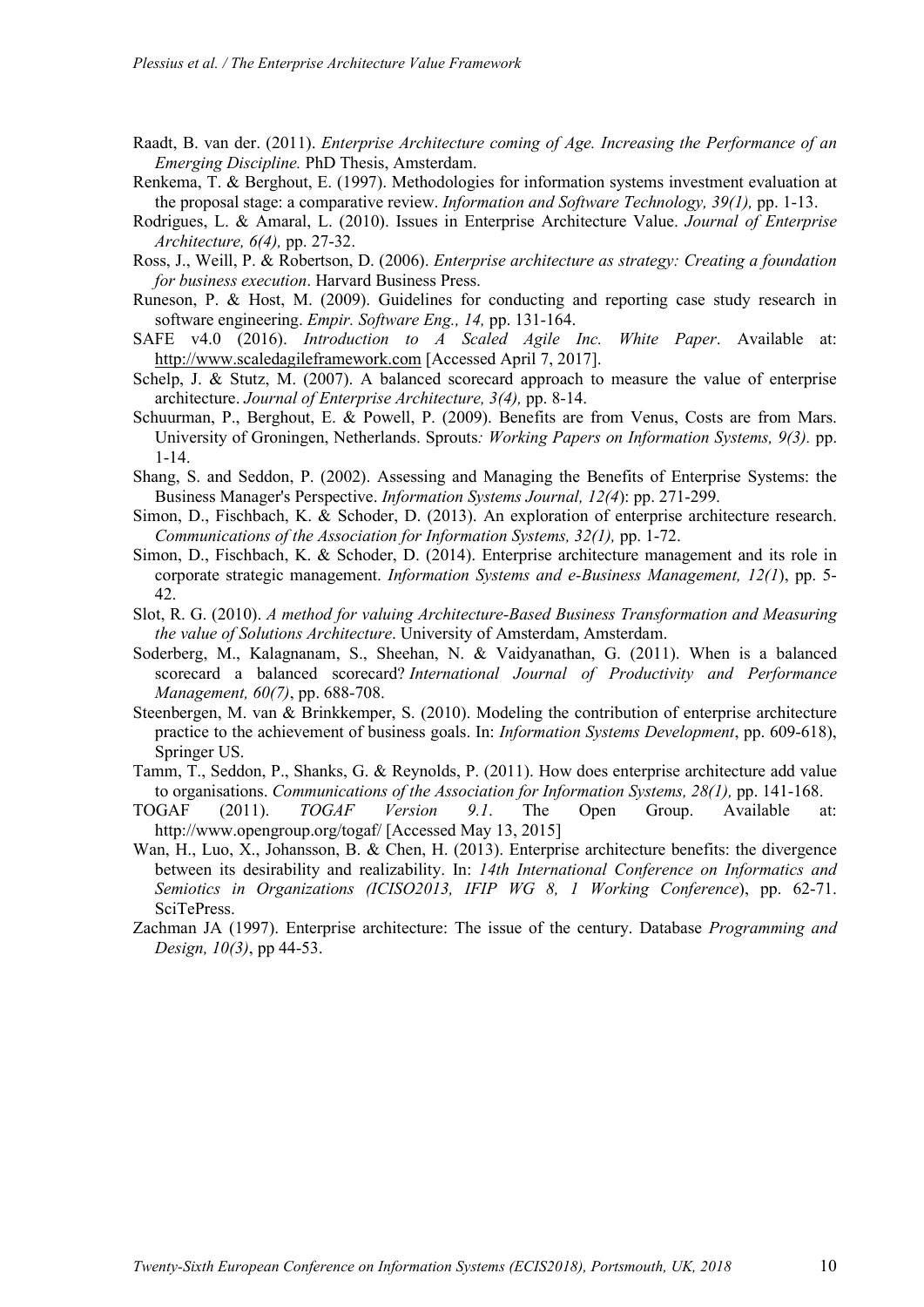Raadt, B. van der. (2011). *Enterprise Architecture coming of Age. Increasing the Performance of an Emerging Discipline.* PhD Thesis, Amsterdam.

Renkema, T. & Berghout, E. (1997). Methodologies for information systems investment evaluation at the proposal stage: a comparative review. *Information and Software Technology, 39(1),* pp. 1-13.

Rodrigues, L. & Amaral, L. (2010). Issues in Enterprise Architecture Value. *Journal of Enterprise Architecture, 6(4),* pp. 27-32.

Ross, J., Weill, P. & Robertson, D. (2006). *Enterprise architecture as strategy: Creating a foundation for business execution*. Harvard Business Press.

Runeson, P. & Host, M. (2009). Guidelines for conducting and reporting case study research in software engineering. *Empir. Software Eng., 14,* pp. 131-164.

SAFE v4.0 (2016). *Introduction to A Scaled Agile Inc. White Paper*. Available at: http://www.scaledagileframework.com [Accessed April 7, 2017].

Schelp, J. & Stutz, M. (2007). A balanced scorecard approach to measure the value of enterprise architecture. *Journal of Enterprise Architecture, 3(4),* pp. 8-14.

Schuurman, P., Berghout, E. & Powell, P. (2009). Benefits are from Venus, Costs are from Mars. University of Groningen, Netherlands. Sprouts*: Working Papers on Information Systems, 9(3).* pp. 1-14.

Shang, S. and Seddon, P. (2002). Assessing and Managing the Benefits of Enterprise Systems: the Business Manager's Perspective. *Information Systems Journal, 12(4*): pp. 271-299.

Simon, D., Fischbach, K. & Schoder, D. (2013). An exploration of enterprise architecture research. *Communications of the Association for Information Systems, 32(1),* pp. 1-72.

Simon, D., Fischbach, K. & Schoder, D. (2014). Enterprise architecture management and its role in corporate strategic management. *Information Systems and e-Business Management, 12(1*), pp. 5-42.

Slot, R. G. (2010). *A method for valuing Architecture-Based Business Transformation and Measuring the value of Solutions Architecture*. University of Amsterdam, Amsterdam.

Soderberg, M., Kalagnanam, S., Sheehan, N. & Vaidyanathan, G. (2011). When is a balanced scorecard a balanced scorecard? *International Journal of Productivity and Performance Management, 60(7)*, pp. 688-708.

Steenbergen, M. van & Brinkkemper, S. (2010). Modeling the contribution of enterprise architecture practice to the achievement of business goals. In: *Information Systems Development*, pp. 609-618), Springer US.

Tamm, T., Seddon, P., Shanks, G. & Reynolds, P. (2011). How does enterprise architecture add value to organisations. *Communications of the Association for Information Systems, 28(1),* pp. 141-168.

TOGAF (2011). *TOGAF Version 9.1*. The Open Group. Available at: http://www.opengroup.org/togaf/ [Accessed May 13, 2015]

Wan, H., Luo, X., Johansson, B. & Chen, H. (2013). Enterprise architecture benefits: the divergence between its desirability and realizability. In: *14th International Conference on Informatics and Semiotics in Organizations (ICISO2013, IFIP WG 8, 1 Working Conference*), pp. 62-71. SciTePress.

Zachman JA (1997). Enterprise architecture: The issue of the century. Database *Programming and Design, 10(3)*, pp 44-53.